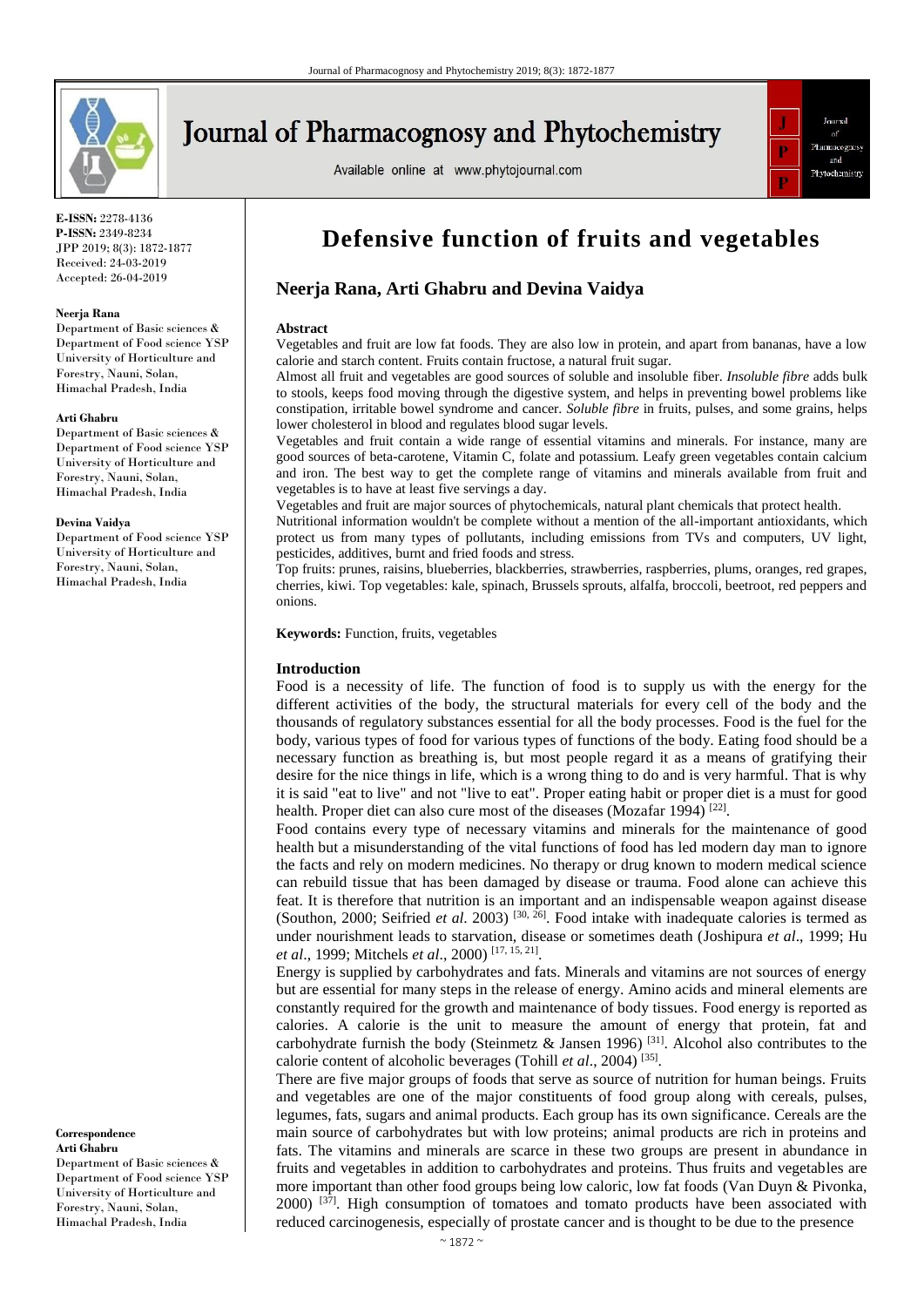E-ISSN: 2278-4136
P-ISSN: 2349-8234
JPP 2019; 8(3): 1872-1877
Received: 24-03-2019
Accepted: 26-04-2019

**Neerja Rana**
Department of Basic sciences & Department of Food science YSP University of Horticulture and Forestry, Nauni, Solan, Himachal Pradesh, India

**Arti Ghabru**
Department of Basic sciences & Department of Food science YSP University of Horticulture and Forestry, Nauni, Solan, Himachal Pradesh, India

**Devina Vaidya**
Department of Food science YSP University of Horticulture and Forestry, Nauni, Solan, Himachal Pradesh, India

**Correspondence**
**Arti Ghabru**
Department of Basic sciences & Department of Food science YSP University of Horticulture and Forestry, Nauni, Solan, Himachal Pradesh, India

# Defensive function of fruits and vegetables

## Neerja Rana, Arti Ghabru and Devina Vaidya

### Abstract

Vegetables and fruit are low fat foods. They are also low in protein, and apart from bananas, have a low calorie and starch content. Fruits contain fructose, a natural fruit sugar.

Almost all fruit and vegetables are good sources of soluble and insoluble fiber. *Insoluble fibre* adds bulk to stools, keeps food moving through the digestive system, and helps in preventing bowel problems like constipation, irritable bowel syndrome and cancer. *Soluble fibre* in fruits, pulses, and some grains, helps lower cholesterol in blood and regulates blood sugar levels.

Vegetables and fruit contain a wide range of essential vitamins and minerals. For instance, many are good sources of beta-carotene, Vitamin C, folate and potassium. Leafy green vegetables contain calcium and iron. The best way to get the complete range of vitamins and minerals available from fruit and vegetables is to have at least five servings a day.

Vegetables and fruit are major sources of phytochemicals, natural plant chemicals that protect health.

Nutritional information wouldn't be complete without a mention of the all-important antioxidants, which protect us from many types of pollutants, including emissions from TVs and computers, UV light, pesticides, additives, burnt and fried foods and stress.

Top fruits: prunes, raisins, blueberries, blackberries, strawberries, raspberries, plums, oranges, red grapes, cherries, kiwi. Top vegetables: kale, spinach, Brussels sprouts, alfalfa, broccoli, beetroot, red peppers and onions.

**Keywords:** Function, fruits, vegetables

### Introduction

Food is a necessity of life. The function of food is to supply us with the energy for the different activities of the body, the structural materials for every cell of the body and the thousands of regulatory substances essential for all the body processes. Food is the fuel for the body, various types of food for various types of functions of the body. Eating food should be a necessary function as breathing is, but most people regard it as a means of gratifying their desire for the nice things in life, which is a wrong thing to do and is very harmful. That is why it is said "eat to live" and not "live to eat". Proper eating habit or proper diet is a must for good health. Proper diet can also cure most of the diseases (Mozafar 1994) [22].

Food contains every type of necessary vitamins and minerals for the maintenance of good health but a misunderstanding of the vital functions of food has led modern day man to ignore the facts and rely on modern medicines. No therapy or drug known to modern medical science can rebuild tissue that has been damaged by disease or trauma. Food alone can achieve this feat. It is therefore that nutrition is an important and an indispensable weapon against disease (Southon, 2000; Seifried *et al.* 2003) [30, 26]. Food intake with inadequate calories is termed as under nourishment leads to starvation, disease or sometimes death (Joshipura *et al*., 1999; Hu *et al*., 1999; Mitchels *et al*., 2000) [17, 15, 21].

Energy is supplied by carbohydrates and fats. Minerals and vitamins are not sources of energy but are essential for many steps in the release of energy. Amino acids and mineral elements are constantly required for the growth and maintenance of body tissues. Food energy is reported as calories. A calorie is the unit to measure the amount of energy that protein, fat and carbohydrate furnish the body (Steinmetz & Jansen 1996) [31]. Alcohol also contributes to the calorie content of alcoholic beverages (Tohill *et al*., 2004) [35].

There are five major groups of foods that serve as source of nutrition for human beings. Fruits and vegetables are one of the major constituents of food group along with cereals, pulses, legumes, fats, sugars and animal products. Each group has its own significance. Cereals are the main source of carbohydrates but with low proteins; animal products are rich in proteins and fats. The vitamins and minerals are scarce in these two groups are present in abundance in fruits and vegetables in addition to carbohydrates and proteins. Thus fruits and vegetables are more important than other food groups being low caloric, low fat foods (Van Duyn & Pivonka, 2000) [37]. High consumption of tomatoes and tomato products have been associated with reduced carcinogenesis, especially of prostate cancer and is thought to be due to the presence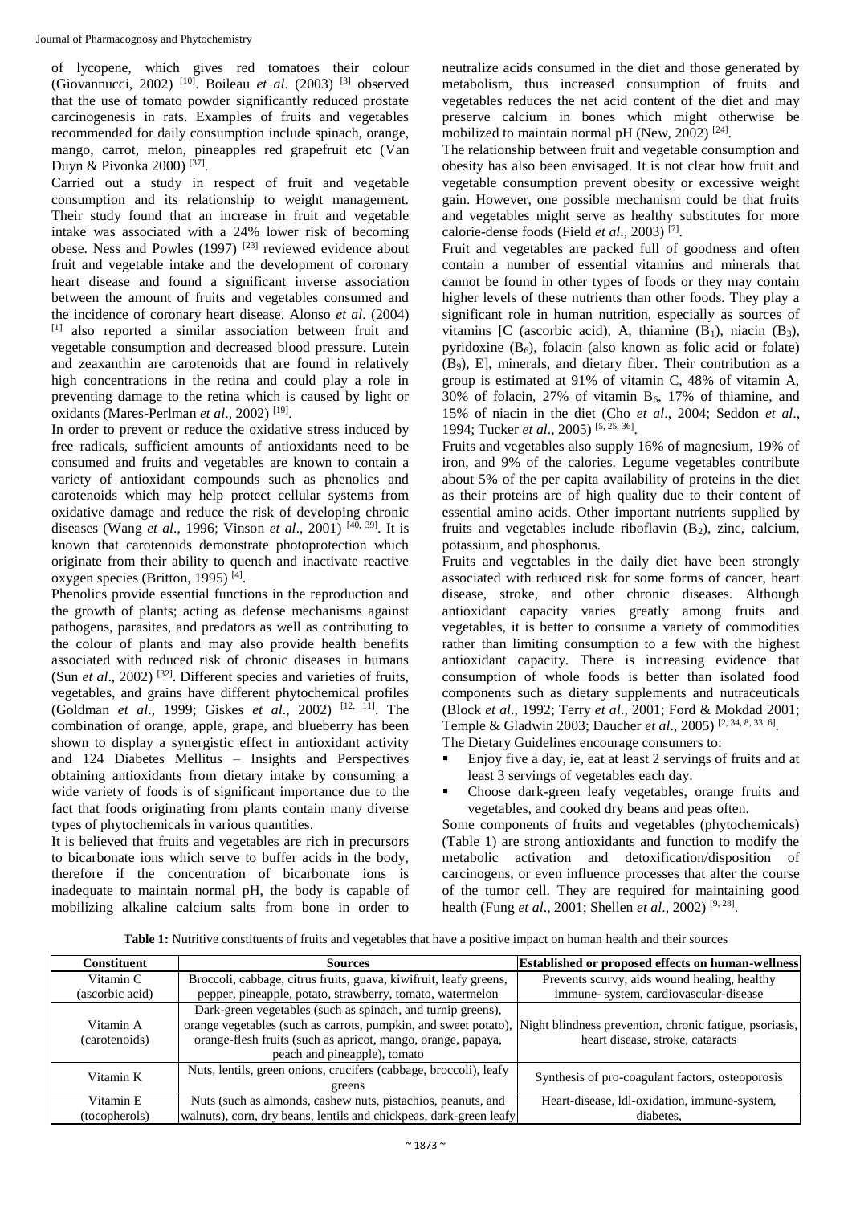of lycopene, which gives red tomatoes their colour (Giovannucci, 2002) [10]. Boileau *et al*. (2003) [3] observed that the use of tomato powder significantly reduced prostate carcinogenesis in rats. Examples of fruits and vegetables recommended for daily consumption include spinach, orange, mango, carrot, melon, pineapples red grapefruit etc (Van Duyn & Pivonka 2000) [37].

Carried out a study in respect of fruit and vegetable consumption and its relationship to weight management. Their study found that an increase in fruit and vegetable intake was associated with a 24% lower risk of becoming obese. Ness and Powles (1997) [23] reviewed evidence about fruit and vegetable intake and the development of coronary heart disease and found a significant inverse association between the amount of fruits and vegetables consumed and the incidence of coronary heart disease. Alonso *et al*. (2004) [1] also reported a similar association between fruit and vegetable consumption and decreased blood pressure. Lutein and zeaxanthin are carotenoids that are found in relatively high concentrations in the retina and could play a role in preventing damage to the retina which is caused by light or oxidants (Mares-Perlman *et al*., 2002) [19].

In order to prevent or reduce the oxidative stress induced by free radicals, sufficient amounts of antioxidants need to be consumed and fruits and vegetables are known to contain a variety of antioxidant compounds such as phenolics and carotenoids which may help protect cellular systems from oxidative damage and reduce the risk of developing chronic diseases (Wang *et al*., 1996; Vinson *et al*., 2001) [40, 39]. It is known that carotenoids demonstrate photoprotection which originate from their ability to quench and inactivate reactive oxygen species (Britton, 1995) [4].

Phenolics provide essential functions in the reproduction and the growth of plants; acting as defense mechanisms against pathogens, parasites, and predators as well as contributing to the colour of plants and may also provide health benefits associated with reduced risk of chronic diseases in humans (Sun *et al*., 2002) [32]. Different species and varieties of fruits, vegetables, and grains have different phytochemical profiles (Goldman *et al*., 1999; Giskes *et al*., 2002) [12, 11]. The combination of orange, apple, grape, and blueberry has been shown to display a synergistic effect in antioxidant activity and 124 Diabetes Mellitus – Insights and Perspectives obtaining antioxidants from dietary intake by consuming a wide variety of foods is of significant importance due to the fact that foods originating from plants contain many diverse types of phytochemicals in various quantities.

It is believed that fruits and vegetables are rich in precursors to bicarbonate ions which serve to buffer acids in the body, therefore if the concentration of bicarbonate ions is inadequate to maintain normal pH, the body is capable of mobilizing alkaline calcium salts from bone in order to neutralize acids consumed in the diet and those generated by metabolism, thus increased consumption of fruits and vegetables reduces the net acid content of the diet and may preserve calcium in bones which might otherwise be mobilized to maintain normal pH (New, 2002) [24].

The relationship between fruit and vegetable consumption and obesity has also been envisaged. It is not clear how fruit and vegetable consumption prevent obesity or excessive weight gain. However, one possible mechanism could be that fruits and vegetables might serve as healthy substitutes for more calorie-dense foods (Field *et al*., 2003) [7].

Fruit and vegetables are packed full of goodness and often contain a number of essential vitamins and minerals that cannot be found in other types of foods or they may contain higher levels of these nutrients than other foods. They play a significant role in human nutrition, especially as sources of vitamins [C (ascorbic acid), A, thiamine ($B_1$), niacin ($B_3$), pyridoxine ($B_6$), folacin (also known as folic acid or folate) ($B_9$), E], minerals, and dietary fiber. Their contribution as a group is estimated at 91% of vitamin C, 48% of vitamin A, 30% of folacin, 27% of vitamin $B_6$, 17% of thiamine, and 15% of niacin in the diet (Cho *et al*., 2004; Seddon *et al*., 1994; Tucker *et al*., 2005) [5, 25, 36].

Fruits and vegetables also supply 16% of magnesium, 19% of iron, and 9% of the calories. Legume vegetables contribute about 5% of the per capita availability of proteins in the diet as their proteins are of high quality due to their content of essential amino acids. Other important nutrients supplied by fruits and vegetables include riboflavin ($B_2$), zinc, calcium, potassium, and phosphorus.

Fruits and vegetables in the daily diet have been strongly associated with reduced risk for some forms of cancer, heart disease, stroke, and other chronic diseases. Although antioxidant capacity varies greatly among fruits and vegetables, it is better to consume a variety of commodities rather than limiting consumption to a few with the highest antioxidant capacity. There is increasing evidence that consumption of whole foods is better than isolated food components such as dietary supplements and nutraceuticals (Block *et al*., 1992; Terry *et al*., 2001; Ford & Mokdad 2001; Temple & Gladwin 2003; Daucher *et al*., 2005) [2, 34, 8, 33, 6].

The Dietary Guidelines encourage consumers to:

- Enjoy five a day, ie, eat at least 2 servings of fruits and at least 3 servings of vegetables each day.
- Choose dark-green leafy vegetables, orange fruits and vegetables, and cooked dry beans and peas often.

Some components of fruits and vegetables (phytochemicals) (Table 1) are strong antioxidants and function to modify the metabolic activation and detoxification/disposition of carcinogens, or even influence processes that alter the course of the tumor cell. They are required for maintaining good health (Fung *et al*., 2001; Shellen *et al*., 2002) [9, 28].

**Table 1:** Nutritive constituents of fruits and vegetables that have a positive impact on human health and their sources

| Constituent | Sources | Established or proposed effects on human-wellness |
|---|---|---|
| Vitamin C (ascorbic acid) | Broccoli, cabbage, citrus fruits, guava, kiwifruit, leafy greens, pepper, pineapple, potato, strawberry, tomato, watermelon | Prevents scurvy, aids wound healing, healthy immune- system, cardiovascular-disease |
| Vitamin A (carotenoids) | Dark-green vegetables (such as spinach, and turnip greens), orange vegetables (such as carrots, pumpkin, and sweet potato), orange-flesh fruits (such as apricot, mango, orange, papaya, peach and pineapple), tomato | Night blindness prevention, chronic fatigue, psoriasis, heart disease, stroke, cataracts |
| Vitamin K | Nuts, lentils, green onions, crucifers (cabbage, broccoli), leafy greens | Synthesis of pro-coagulant factors, osteoporosis |
| Vitamin E (tocopherols) | Nuts (such as almonds, cashew nuts, pistachios, peanuts, and walnuts), corn, dry beans, lentils and chickpeas, dark-green leafy | Heart-disease, ldl-oxidation, immune-system, diabetes, |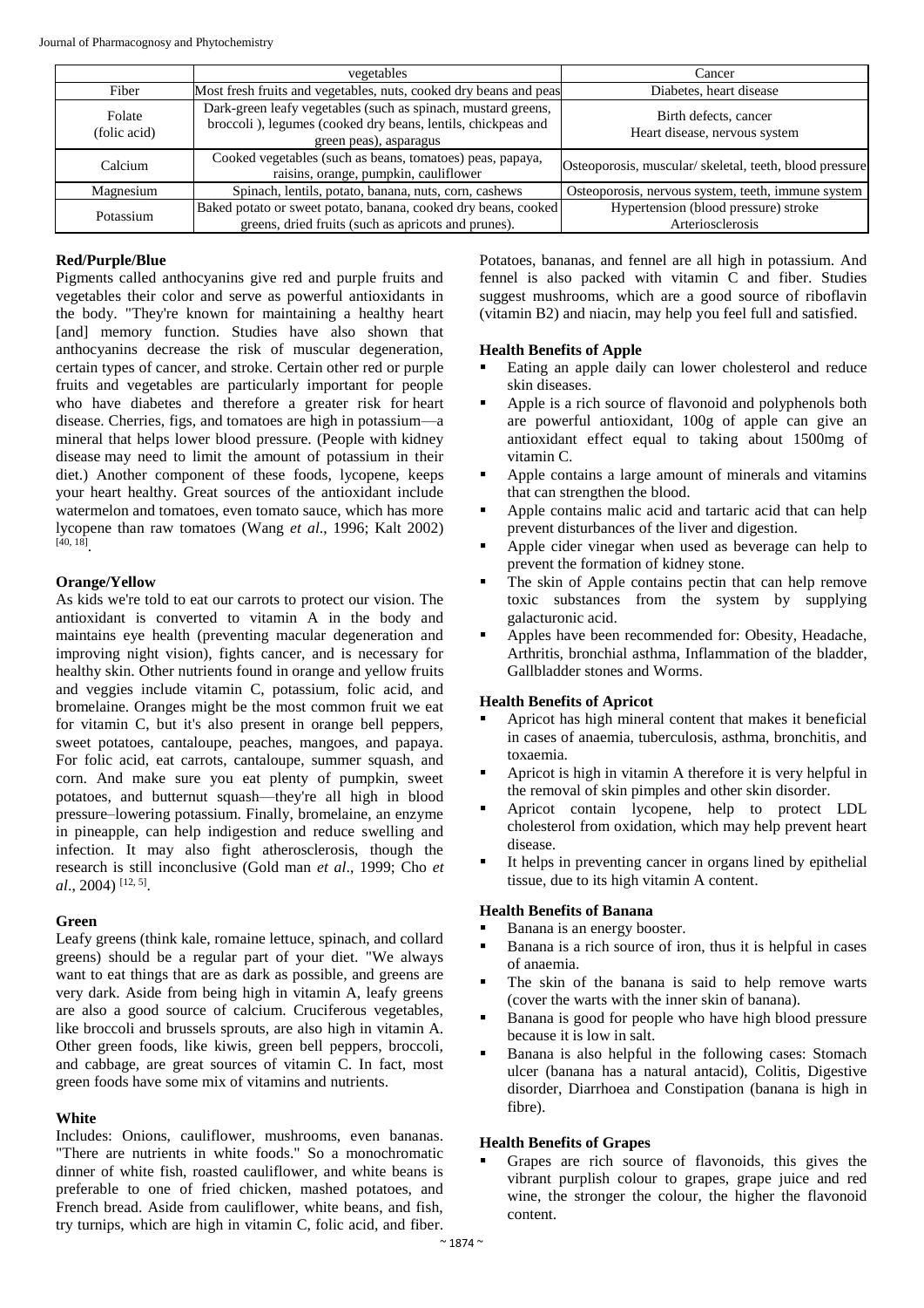| | vegetables | Cancer |
|---|---|---|
| Fiber | Most fresh fruits and vegetables, nuts, cooked dry beans and peas | Diabetes, heart disease |
| Folate (folic acid) | Dark-green leafy vegetables (such as spinach, mustard greens, broccoli ), legumes (cooked dry beans, lentils, chickpeas and green peas), asparagus | Birth defects, cancer Heart disease, nervous system |
| Calcium | Cooked vegetables (such as beans, tomatoes) peas, papaya, raisins, orange, pumpkin, cauliflower | Osteoporosis, muscular/ skeletal, teeth, blood pressure |
| Magnesium | Spinach, lentils, potato, banana, nuts, corn, cashews | Osteoporosis, nervous system, teeth, immune system |
| Potassium | Baked potato or sweet potato, banana, cooked dry beans, cooked greens, dried fruits (such as apricots and prunes). | Hypertension (blood pressure) stroke Arteriosclerosis |

#### Red/Purple/Blue

Pigments called anthocyanins give red and purple fruits and vegetables their color and serve as powerful antioxidants in the body. "They're known for maintaining a healthy heart [and] memory function. Studies have also shown that anthocyanins decrease the risk of muscular degeneration, certain types of cancer, and stroke. Certain other red or purple fruits and vegetables are particularly important for people who have diabetes and therefore a greater risk for heart disease. Cherries, figs, and tomatoes are high in potassium—a mineral that helps lower blood pressure. (People with kidney disease may need to limit the amount of potassium in their diet.) Another component of these foods, lycopene, keeps your heart healthy. Great sources of the antioxidant include watermelon and tomatoes, even tomato sauce, which has more lycopene than raw tomatoes (Wang *et al*., 1996; Kalt 2002) [40, 18].

#### Orange/Yellow

As kids we're told to eat our carrots to protect our vision. The antioxidant is converted to vitamin A in the body and maintains eye health (preventing macular degeneration and improving night vision), fights cancer, and is necessary for healthy skin. Other nutrients found in orange and yellow fruits and veggies include vitamin C, potassium, folic acid, and bromelaine. Oranges might be the most common fruit we eat for vitamin C, but it's also present in orange bell peppers, sweet potatoes, cantaloupe, peaches, mangoes, and papaya. For folic acid, eat carrots, cantaloupe, summer squash, and corn. And make sure you eat plenty of pumpkin, sweet potatoes, and butternut squash—they're all high in blood pressure–lowering potassium. Finally, bromelaine, an enzyme in pineapple, can help indigestion and reduce swelling and infection. It may also fight atherosclerosis, though the research is still inconclusive (Gold man *et al*., 1999; Cho *et al*., 2004) [12, 5].

#### Green

Leafy greens (think kale, romaine lettuce, spinach, and collard greens) should be a regular part of your diet. "We always want to eat things that are as dark as possible, and greens are very dark. Aside from being high in vitamin A, leafy greens are also a good source of calcium. Cruciferous vegetables, like broccoli and brussels sprouts, are also high in vitamin A. Other green foods, like kiwis, green bell peppers, broccoli, and cabbage, are great sources of vitamin C. In fact, most green foods have some mix of vitamins and nutrients.

#### White

Includes: Onions, cauliflower, mushrooms, even bananas. "There are nutrients in white foods." So a monochromatic dinner of white fish, roasted cauliflower, and white beans is preferable to one of fried chicken, mashed potatoes, and French bread. Aside from cauliflower, white beans, and fish, try turnips, which are high in vitamin C, folic acid, and fiber. Potatoes, bananas, and fennel are all high in potassium. And fennel is also packed with vitamin C and fiber. Studies suggest mushrooms, which are a good source of riboflavin (vitamin B2) and niacin, may help you feel full and satisfied.

#### Health Benefits of Apple

- Eating an apple daily can lower cholesterol and reduce skin diseases.
- Apple is a rich source of flavonoid and polyphenols both are powerful antioxidant, 100g of apple can give an antioxidant effect equal to taking about 1500mg of vitamin C.
- Apple contains a large amount of minerals and vitamins that can strengthen the blood.
- Apple contains malic acid and tartaric acid that can help prevent disturbances of the liver and digestion.
- Apple cider vinegar when used as beverage can help to prevent the formation of kidney stone.
- The skin of Apple contains pectin that can help remove toxic substances from the system by supplying galacturonic acid.
- Apples have been recommended for: Obesity, Headache, Arthritis, bronchial asthma, Inflammation of the bladder, Gallbladder stones and Worms.

#### Health Benefits of Apricot

- Apricot has high mineral content that makes it beneficial in cases of anaemia, tuberculosis, asthma, bronchitis, and toxaemia.
- Apricot is high in vitamin A therefore it is very helpful in the removal of skin pimples and other skin disorder.
- Apricot contain lycopene, help to protect LDL cholesterol from oxidation, which may help prevent heart disease.
- It helps in preventing cancer in organs lined by epithelial tissue, due to its high vitamin A content.

#### Health Benefits of Banana

- Banana is an energy booster.
- Banana is a rich source of iron, thus it is helpful in cases of anaemia.
- The skin of the banana is said to help remove warts (cover the warts with the inner skin of banana).
- Banana is good for people who have high blood pressure because it is low in salt.
- Banana is also helpful in the following cases: Stomach ulcer (banana has a natural antacid), Colitis, Digestive disorder, Diarrhoea and Constipation (banana is high in fibre).

#### Health Benefits of Grapes

- Grapes are rich source of flavonoids, this gives the vibrant purplish colour to grapes, grape juice and red wine, the stronger the colour, the higher the flavonoid content.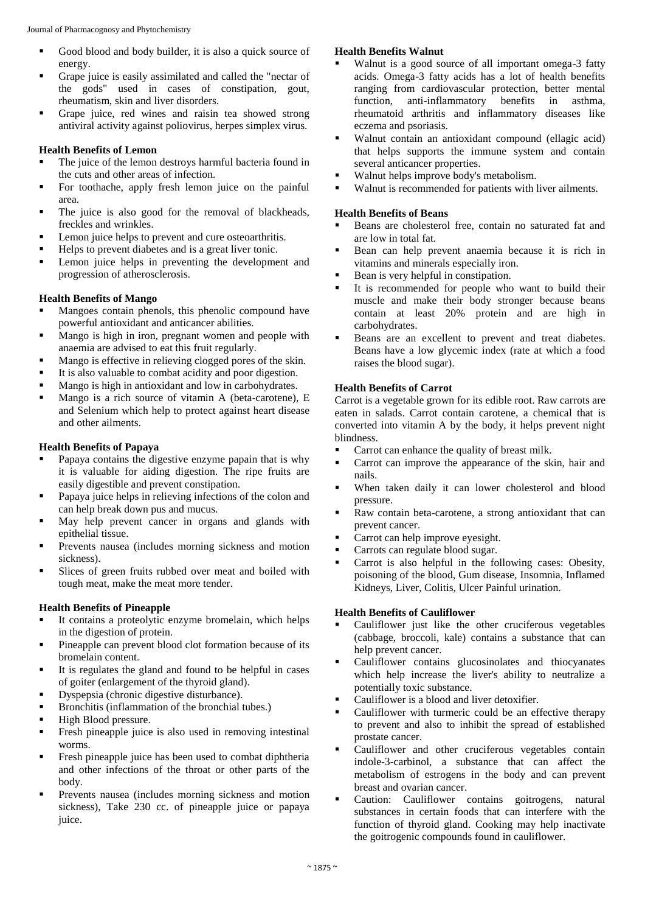- Good blood and body builder, it is also a quick source of energy.
- Grape juice is easily assimilated and called the "nectar of the gods" used in cases of constipation, gout, rheumatism, skin and liver disorders.
- Grape juice, red wines and raisin tea showed strong antiviral activity against poliovirus, herpes simplex virus.

### Health Benefits of Lemon

- The juice of the lemon destroys harmful bacteria found in the cuts and other areas of infection.
- For toothache, apply fresh lemon juice on the painful area.
- The juice is also good for the removal of blackheads, freckles and wrinkles.
- Lemon juice helps to prevent and cure osteoarthritis.
- Helps to prevent diabetes and is a great liver tonic.
- Lemon juice helps in preventing the development and progression of atherosclerosis.

### Health Benefits of Mango

- Mangoes contain phenols, this phenolic compound have powerful antioxidant and anticancer abilities.
- Mango is high in iron, pregnant women and people with anaemia are advised to eat this fruit regularly.
- Mango is effective in relieving clogged pores of the skin.
- It is also valuable to combat acidity and poor digestion.
- Mango is high in antioxidant and low in carbohydrates.
- Mango is a rich source of vitamin A (beta-carotene), E and Selenium which help to protect against heart disease and other ailments.

### Health Benefits of Papaya

- Papaya contains the digestive enzyme papain that is why it is valuable for aiding digestion. The ripe fruits are easily digestible and prevent constipation.
- Papaya juice helps in relieving infections of the colon and can help break down pus and mucus.
- May help prevent cancer in organs and glands with epithelial tissue.
- Prevents nausea (includes morning sickness and motion sickness).
- Slices of green fruits rubbed over meat and boiled with tough meat, make the meat more tender.

### Health Benefits of Pineapple

- It contains a proteolytic enzyme bromelain, which helps in the digestion of protein.
- Pineapple can prevent blood clot formation because of its bromelain content.
- It is regulates the gland and found to be helpful in cases of goiter (enlargement of the thyroid gland).
- Dyspepsia (chronic digestive disturbance).
- Bronchitis (inflammation of the bronchial tubes.)
- High Blood pressure.
- Fresh pineapple juice is also used in removing intestinal worms.
- Fresh pineapple juice has been used to combat diphtheria and other infections of the throat or other parts of the body.
- Prevents nausea (includes morning sickness and motion sickness), Take 230 cc. of pineapple juice or papaya juice.

### Health Benefits Walnut

- Walnut is a good source of all important omega-3 fatty acids. Omega-3 fatty acids has a lot of health benefits ranging from cardiovascular protection, better mental function, anti-inflammatory benefits in asthma, rheumatoid arthritis and inflammatory diseases like eczema and psoriasis.
- Walnut contain an antioxidant compound (ellagic acid) that helps supports the immune system and contain several anticancer properties.
- Walnut helps improve body's metabolism.
- Walnut is recommended for patients with liver ailments.

### Health Benefits of Beans

- Beans are cholesterol free, contain no saturated fat and are low in total fat.
- Bean can help prevent anaemia because it is rich in vitamins and minerals especially iron.
- Bean is very helpful in constipation.
- It is recommended for people who want to build their muscle and make their body stronger because beans contain at least 20% protein and are high in carbohydrates.
- Beans are an excellent to prevent and treat diabetes. Beans have a low glycemic index (rate at which a food raises the blood sugar).

### Health Benefits of Carrot

Carrot is a vegetable grown for its edible root. Raw carrots are eaten in salads. Carrot contain carotene, a chemical that is converted into vitamin A by the body, it helps prevent night blindness.

- Carrot can enhance the quality of breast milk.
- Carrot can improve the appearance of the skin, hair and nails.
- When taken daily it can lower cholesterol and blood pressure.
- Raw contain beta-carotene, a strong antioxidant that can prevent cancer.
- Carrot can help improve eyesight.
- Carrots can regulate blood sugar.
- Carrot is also helpful in the following cases: Obesity, poisoning of the blood, Gum disease, Insomnia, Inflamed Kidneys, Liver, Colitis, Ulcer Painful urination.

### Health Benefits of Cauliflower

- Cauliflower just like the other cruciferous vegetables (cabbage, broccoli, kale) contains a substance that can help prevent cancer.
- Cauliflower contains glucosinolates and thiocyanates which help increase the liver's ability to neutralize a potentially toxic substance.
- Cauliflower is a blood and liver detoxifier.
- Cauliflower with turmeric could be an effective therapy to prevent and also to inhibit the spread of established prostate cancer.
- Cauliflower and other cruciferous vegetables contain indole-3-carbinol, a substance that can affect the metabolism of estrogens in the body and can prevent breast and ovarian cancer.
- Caution: Cauliflower contains goitrogens, natural substances in certain foods that can interfere with the function of thyroid gland. Cooking may help inactivate the goitrogenic compounds found in cauliflower.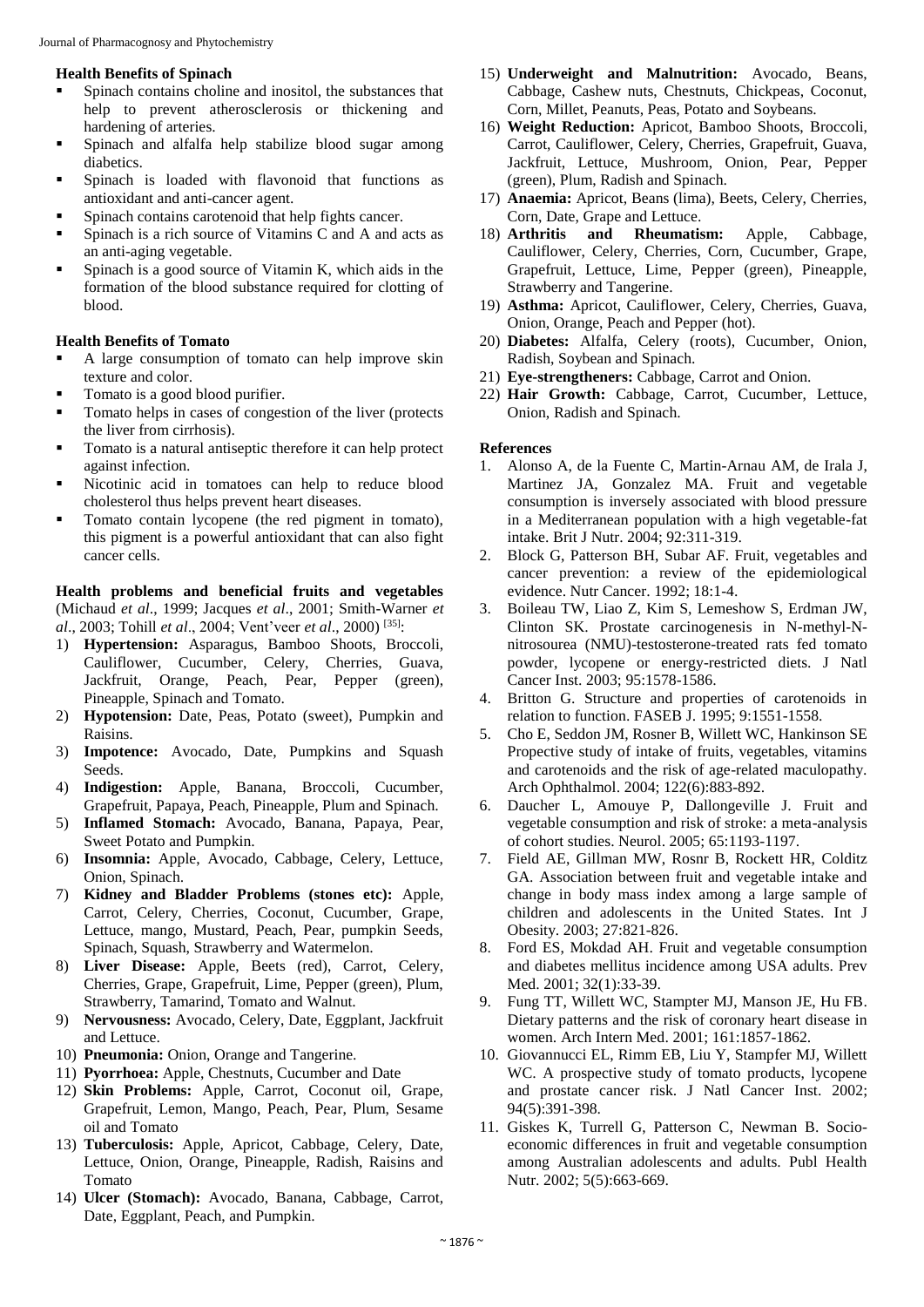**Health Benefits of Spinach**

- Spinach contains choline and inositol, the substances that help to prevent atherosclerosis or thickening and hardening of arteries.
- Spinach and alfalfa help stabilize blood sugar among diabetics.
- Spinach is loaded with flavonoid that functions as antioxidant and anti-cancer agent.
- Spinach contains carotenoid that help fights cancer.
- Spinach is a rich source of Vitamins C and A and acts as an anti-aging vegetable.
- Spinach is a good source of Vitamin K, which aids in the formation of the blood substance required for clotting of blood.

**Health Benefits of Tomato**

- A large consumption of tomato can help improve skin texture and color.
- Tomato is a good blood purifier.
- Tomato helps in cases of congestion of the liver (protects the liver from cirrhosis).
- Tomato is a natural antiseptic therefore it can help protect against infection.
- Nicotinic acid in tomatoes can help to reduce blood cholesterol thus helps prevent heart diseases.
- Tomato contain lycopene (the red pigment in tomato), this pigment is a powerful antioxidant that can also fight cancer cells.

**Health problems and beneficial fruits and vegetables** (Michaud *et al*., 1999; Jacques *et al*., 2001; Smith-Warner *et al*., 2003; Tohill *et al*., 2004; Vent'veer *et al*., 2000) [35]:

1) **Hypertension:** Asparagus, Bamboo Shoots, Broccoli, Cauliflower, Cucumber, Celery, Cherries, Guava, Jackfruit, Orange, Peach, Pear, Pepper (green), Pineapple, Spinach and Tomato.
2) **Hypotension:** Date, Peas, Potato (sweet), Pumpkin and Raisins.
3) **Impotence:** Avocado, Date, Pumpkins and Squash Seeds.
4) **Indigestion:** Apple, Banana, Broccoli, Cucumber, Grapefruit, Papaya, Peach, Pineapple, Plum and Spinach.
5) **Inflamed Stomach:** Avocado, Banana, Papaya, Pear, Sweet Potato and Pumpkin.
6) **Insomnia:** Apple, Avocado, Cabbage, Celery, Lettuce, Onion, Spinach.
7) **Kidney and Bladder Problems (stones etc):** Apple, Carrot, Celery, Cherries, Coconut, Cucumber, Grape, Lettuce, mango, Mustard, Peach, Pear, pumpkin Seeds, Spinach, Squash, Strawberry and Watermelon.
8) **Liver Disease:** Apple, Beets (red), Carrot, Celery, Cherries, Grape, Grapefruit, Lime, Pepper (green), Plum, Strawberry, Tamarind, Tomato and Walnut.
9) **Nervousness:** Avocado, Celery, Date, Eggplant, Jackfruit and Lettuce.
10) **Pneumonia:** Onion, Orange and Tangerine.
11) **Pyorrhoea:** Apple, Chestnuts, Cucumber and Date
12) **Skin Problems:** Apple, Carrot, Coconut oil, Grape, Grapefruit, Lemon, Mango, Peach, Pear, Plum, Sesame oil and Tomato
13) **Tuberculosis:** Apple, Apricot, Cabbage, Celery, Date, Lettuce, Onion, Orange, Pineapple, Radish, Raisins and Tomato
14) **Ulcer (Stomach):** Avocado, Banana, Cabbage, Carrot, Date, Eggplant, Peach, and Pumpkin.
15) **Underweight and Malnutrition:** Avocado, Beans, Cabbage, Cashew nuts, Chestnuts, Chickpeas, Coconut, Corn, Millet, Peanuts, Peas, Potato and Soybeans.
16) **Weight Reduction:** Apricot, Bamboo Shoots, Broccoli, Carrot, Cauliflower, Celery, Cherries, Grapefruit, Guava, Jackfruit, Lettuce, Mushroom, Onion, Pear, Pepper (green), Plum, Radish and Spinach.
17) **Anaemia:** Apricot, Beans (lima), Beets, Celery, Cherries, Corn, Date, Grape and Lettuce.
18) **Arthritis and Rheumatism:** Apple, Cabbage, Cauliflower, Celery, Cherries, Corn, Cucumber, Grape, Grapefruit, Lettuce, Lime, Pepper (green), Pineapple, Strawberry and Tangerine.
19) **Asthma:** Apricot, Cauliflower, Celery, Cherries, Guava, Onion, Orange, Peach and Pepper (hot).
20) **Diabetes:** Alfalfa, Celery (roots), Cucumber, Onion, Radish, Soybean and Spinach.
21) **Eye-strengtheners:** Cabbage, Carrot and Onion.
22) **Hair Growth:** Cabbage, Carrot, Cucumber, Lettuce, Onion, Radish and Spinach.

## References

1. Alonso A, de la Fuente C, Martin-Arnau AM, de Irala J, Martinez JA, Gonzalez MA. Fruit and vegetable consumption is inversely associated with blood pressure in a Mediterranean population with a high vegetable-fat intake. Brit J Nutr. 2004; 92:311-319.
2. Block G, Patterson BH, Subar AF. Fruit, vegetables and cancer prevention: a review of the epidemiological evidence. Nutr Cancer. 1992; 18:1-4.
3. Boileau TW, Liao Z, Kim S, Lemeshow S, Erdman JW, Clinton SK. Prostate carcinogenesis in N-methyl-N-nitrosourea (NMU)-testosterone-treated rats fed tomato powder, lycopene or energy-restricted diets. J Natl Cancer Inst. 2003; 95:1578-1586.
4. Britton G. Structure and properties of carotenoids in relation to function. FASEB J. 1995; 9:1551-1558.
5. Cho E, Seddon JM, Rosner B, Willett WC, Hankinson SE Propective study of intake of fruits, vegetables, vitamins and carotenoids and the risk of age-related maculopathy. Arch Ophthalmol. 2004; 122(6):883-892.
6. Daucher L, Amouye P, Dallongeville J. Fruit and vegetable consumption and risk of stroke: a meta-analysis of cohort studies. Neurol. 2005; 65:1193-1197.
7. Field AE, Gillman MW, Rosnr B, Rockett HR, Colditz GA. Association between fruit and vegetable intake and change in body mass index among a large sample of children and adolescents in the United States. Int J Obesity. 2003; 27:821-826.
8. Ford ES, Mokdad AH. Fruit and vegetable consumption and diabetes mellitus incidence among USA adults. Prev Med. 2001; 32(1):33-39.
9. Fung TT, Willett WC, Stampter MJ, Manson JE, Hu FB. Dietary patterns and the risk of coronary heart disease in women. Arch Intern Med. 2001; 161:1857-1862.
10. Giovannucci EL, Rimm EB, Liu Y, Stampfer MJ, Willett WC. A prospective study of tomato products, lycopene and prostate cancer risk. J Natl Cancer Inst. 2002; 94(5):391-398.
11. Giskes K, Turrell G, Patterson C, Newman B. Socio-economic differences in fruit and vegetable consumption among Australian adolescents and adults. Publ Health Nutr. 2002; 5(5):663-669.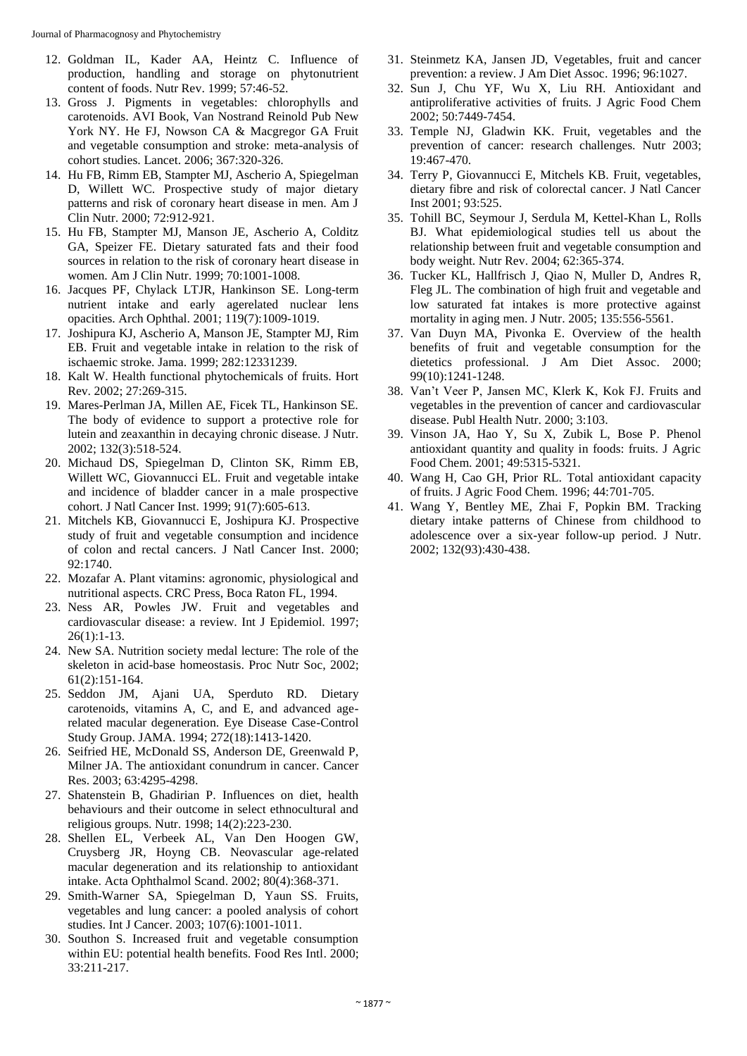12. Goldman IL, Kader AA, Heintz C. Influence of production, handling and storage on phytonutrient content of foods. Nutr Rev. 1999; 57:46-52.
13. Gross J. Pigments in vegetables: chlorophylls and carotenoids. AVI Book, Van Nostrand Reinold Pub New York NY. He FJ, Nowson CA & Macgregor GA Fruit and vegetable consumption and stroke: meta-analysis of cohort studies. Lancet. 2006; 367:320-326.
14. Hu FB, Rimm EB, Stampter MJ, Ascherio A, Spiegelman D, Willett WC. Prospective study of major dietary patterns and risk of coronary heart disease in men. Am J Clin Nutr. 2000; 72:912-921.
15. Hu FB, Stampter MJ, Manson JE, Ascherio A, Colditz GA, Speizer FE. Dietary saturated fats and their food sources in relation to the risk of coronary heart disease in women. Am J Clin Nutr. 1999; 70:1001-1008.
16. Jacques PF, Chylack LTJR, Hankinson SE. Long-term nutrient intake and early agerelated nuclear lens opacities. Arch Ophthal. 2001; 119(7):1009-1019.
17. Joshipura KJ, Ascherio A, Manson JE, Stampter MJ, Rim EB. Fruit and vegetable intake in relation to the risk of ischaemic stroke. Jama. 1999; 282:12331239.
18. Kalt W. Health functional phytochemicals of fruits. Hort Rev. 2002; 27:269-315.
19. Mares-Perlman JA, Millen AE, Ficek TL, Hankinson SE. The body of evidence to support a protective role for lutein and zeaxanthin in decaying chronic disease. J Nutr. 2002; 132(3):518-524.
20. Michaud DS, Spiegelman D, Clinton SK, Rimm EB, Willett WC, Giovannucci EL. Fruit and vegetable intake and incidence of bladder cancer in a male prospective cohort. J Natl Cancer Inst. 1999; 91(7):605-613.
21. Mitchels KB, Giovannucci E, Joshipura KJ. Prospective study of fruit and vegetable consumption and incidence of colon and rectal cancers. J Natl Cancer Inst. 2000; 92:1740.
22. Mozafar A. Plant vitamins: agronomic, physiological and nutritional aspects. CRC Press, Boca Raton FL, 1994.
23. Ness AR, Powles JW. Fruit and vegetables and cardiovascular disease: a review. Int J Epidemiol. 1997; 26(1):1-13.
24. New SA. Nutrition society medal lecture: The role of the skeleton in acid-base homeostasis. Proc Nutr Soc, 2002; 61(2):151-164.
25. Seddon JM, Ajani UA, Sperduto RD. Dietary carotenoids, vitamins A, C, and E, and advanced age-related macular degeneration. Eye Disease Case-Control Study Group. JAMA. 1994; 272(18):1413-1420.
26. Seifried HE, McDonald SS, Anderson DE, Greenwald P, Milner JA. The antioxidant conundrum in cancer. Cancer Res. 2003; 63:4295-4298.
27. Shatenstein B, Ghadirian P. Influences on diet, health behaviours and their outcome in select ethnocultural and religious groups. Nutr. 1998; 14(2):223-230.
28. Shellen EL, Verbeek AL, Van Den Hoogen GW, Cruysberg JR, Hoyng CB. Neovascular age-related macular degeneration and its relationship to antioxidant intake. Acta Ophthalmol Scand. 2002; 80(4):368-371.
29. Smith-Warner SA, Spiegelman D, Yaun SS. Fruits, vegetables and lung cancer: a pooled analysis of cohort studies. Int J Cancer. 2003; 107(6):1001-1011.
30. Southon S. Increased fruit and vegetable consumption within EU: potential health benefits. Food Res Intl. 2000; 33:211-217.
31. Steinmetz KA, Jansen JD, Vegetables, fruit and cancer prevention: a review. J Am Diet Assoc. 1996; 96:1027.
32. Sun J, Chu YF, Wu X, Liu RH. Antioxidant and antiproliferative activities of fruits. J Agric Food Chem 2002; 50:7449-7454.
33. Temple NJ, Gladwin KK. Fruit, vegetables and the prevention of cancer: research challenges. Nutr 2003; 19:467-470.
34. Terry P, Giovannucci E, Mitchels KB. Fruit, vegetables, dietary fibre and risk of colorectal cancer. J Natl Cancer Inst 2001; 93:525.
35. Tohill BC, Seymour J, Serdula M, Kettel-Khan L, Rolls BJ. What epidemiological studies tell us about the relationship between fruit and vegetable consumption and body weight. Nutr Rev. 2004; 62:365-374.
36. Tucker KL, Hallfrisch J, Qiao N, Muller D, Andres R, Fleg JL. The combination of high fruit and vegetable and low saturated fat intakes is more protective against mortality in aging men. J Nutr. 2005; 135:556-5561.
37. Van Duyn MA, Pivonka E. Overview of the health benefits of fruit and vegetable consumption for the dietetics professional. J Am Diet Assoc. 2000; 99(10):1241-1248.
38. Van't Veer P, Jansen MC, Klerk K, Kok FJ. Fruits and vegetables in the prevention of cancer and cardiovascular disease. Publ Health Nutr. 2000; 3:103.
39. Vinson JA, Hao Y, Su X, Zubik L, Bose P. Phenol antioxidant quantity and quality in foods: fruits. J Agric Food Chem. 2001; 49:5315-5321.
40. Wang H, Cao GH, Prior RL. Total antioxidant capacity of fruits. J Agric Food Chem. 1996; 44:701-705.
41. Wang Y, Bentley ME, Zhai F, Popkin BM. Tracking dietary intake patterns of Chinese from childhood to adolescence over a six-year follow-up period. J Nutr. 2002; 132(93):430-438.